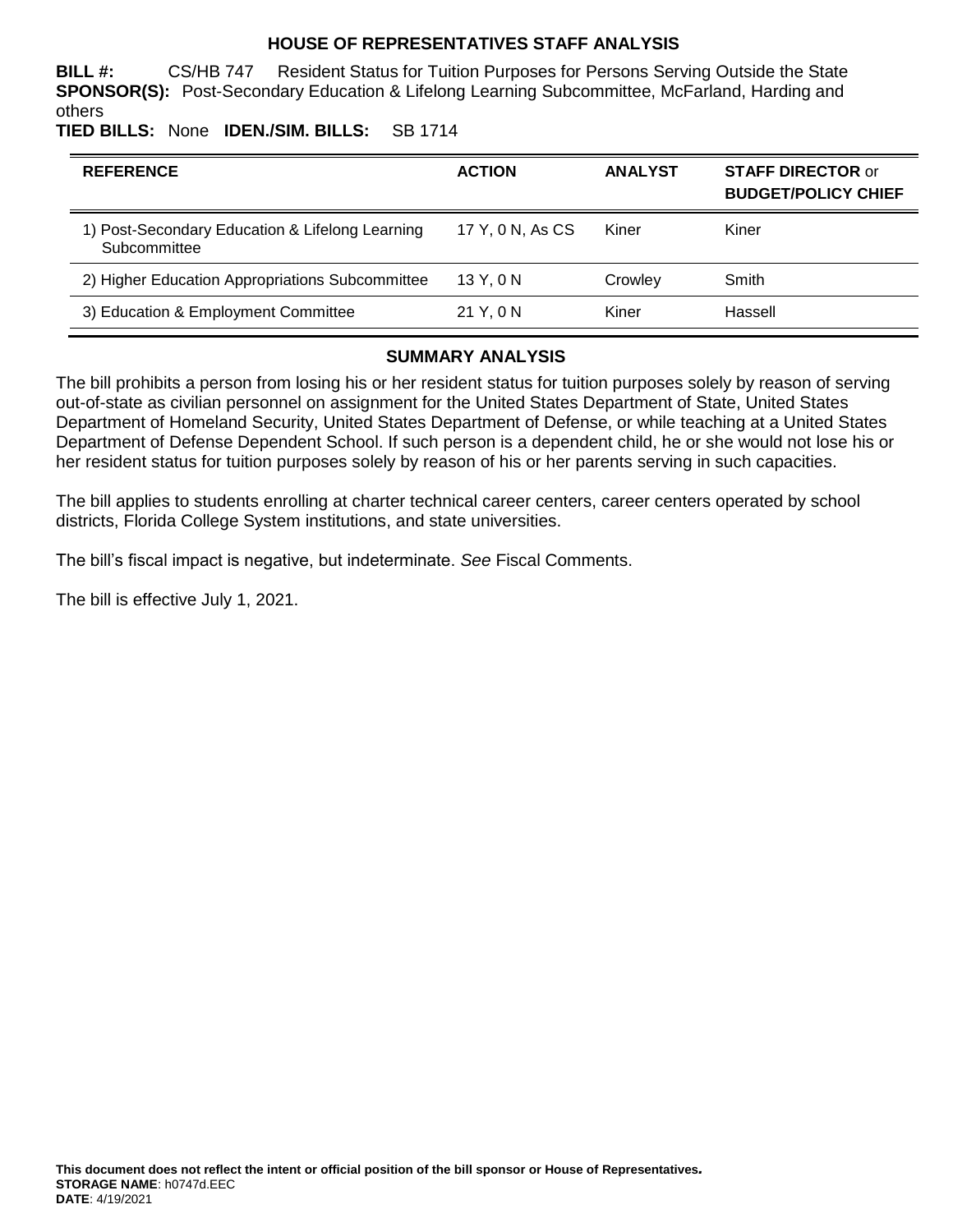# HOUSE OF REPRESENTATIVES STAFF ANALYSIS

**BILL #:** CS/HB 747 Resident Status for Tuition Purposes for Persons Serving Outside the State
**SPONSOR(S):** Post-Secondary Education & Lifelong Learning Subcommittee, McFarland, Harding and others
**TIED BILLS:** None **IDEN./SIM. BILLS:** SB 1714

| REFERENCE | ACTION | ANALYST | STAFF DIRECTOR or BUDGET/POLICY CHIEF |
|---|---|---|---|
| 1) Post-Secondary Education & Lifelong Learning Subcommittee | 17 Y, 0 N, As CS | Kiner | Kiner |
| 2) Higher Education Appropriations Subcommittee | 13 Y, 0 N | Crowley | Smith |
| 3) Education & Employment Committee | 21 Y, 0 N | Kiner | Hassell |

## SUMMARY ANALYSIS

The bill prohibits a person from losing his or her resident status for tuition purposes solely by reason of serving out-of-state as civilian personnel on assignment for the United States Department of State, United States Department of Homeland Security, United States Department of Defense, or while teaching at a United States Department of Defense Dependent School. If such person is a dependent child, he or she would not lose his or her resident status for tuition purposes solely by reason of his or her parents serving in such capacities.

The bill applies to students enrolling at charter technical career centers, career centers operated by school districts, Florida College System institutions, and state universities.

The bill's fiscal impact is negative, but indeterminate. *See* Fiscal Comments.

The bill is effective July 1, 2021.

**This document does not reflect the intent or official position of the bill sponsor or House of Representatives.**
**STORAGE NAME**: h0747d.EEC
**DATE**: 4/19/2021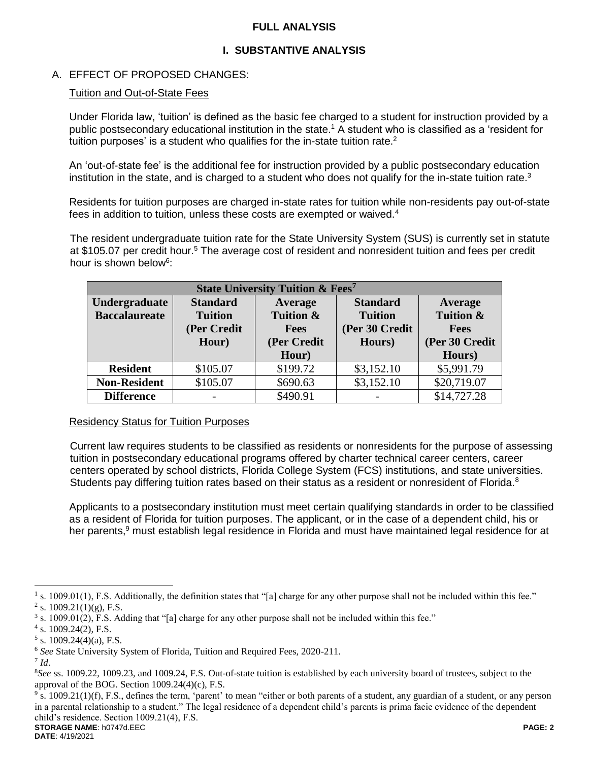# FULL ANALYSIS

## I. SUBSTANTIVE ANALYSIS

### A. EFFECT OF PROPOSED CHANGES:

Tuition and Out-of-State Fees

Under Florida law, 'tuition' is defined as the basic fee charged to a student for instruction provided by a public postsecondary educational institution in the state.[1] A student who is classified as a 'resident for tuition purposes' is a student who qualifies for the in-state tuition rate.[2]

An 'out-of-state fee' is the additional fee for instruction provided by a public postsecondary education institution in the state, and is charged to a student who does not qualify for the in-state tuition rate.[3]

Residents for tuition purposes are charged in-state rates for tuition while non-residents pay out-of-state fees in addition to tuition, unless these costs are exempted or waived.[4]

The resident undergraduate tuition rate for the State University System (SUS) is currently set in statute at $105.07 per credit hour.[5] The average cost of resident and nonresident tuition and fees per credit hour is shown below[6]:

| State University Tuition & Fees[7] | | | | |
|---|---|---|---|---|
| **Undergraduate Baccalaureate** | **Standard Tuition (Per Credit Hour)** | **Average Tuition & Fees (Per Credit Hour)** | **Standard Tuition (Per 30 Credit Hours)** | **Average Tuition & Fees (Per 30 Credit Hours)** |
| **Resident** | $105.07 | $199.72 | $3,152.10 | $5,991.79 |
| **Non-Resident** | $105.07 | $690.63 | $3,152.10 | $20,719.07 |
| **Difference** | - | $490.91 | - | $14,727.28 |

Residency Status for Tuition Purposes

Current law requires students to be classified as residents or nonresidents for the purpose of assessing tuition in postsecondary educational programs offered by charter technical career centers, career centers operated by school districts, Florida College System (FCS) institutions, and state universities. Students pay differing tuition rates based on their status as a resident or nonresident of Florida.[8]

Applicants to a postsecondary institution must meet certain qualifying standards in order to be classified as a resident of Florida for tuition purposes. The applicant, or in the case of a dependent child, his or her parents,[9] must establish legal residence in Florida and must have maintained legal residence for at

---

[1] s. 1009.01(1), F.S. Additionally, the definition states that "[a] charge for any other purpose shall not be included within this fee."

[2] s. 1009.21(1)(g), F.S.

[3] s. 1009.01(2), F.S. Adding that "[a] charge for any other purpose shall not be included within this fee."

[4] s. 1009.24(2), F.S.

[5] s. 1009.24(4)(a), F.S.

[6] *See* State University System of Florida, Tuition and Required Fees, 2020-211.

[7] *Id*.

[8] *See* ss. 1009.22, 1009.23, and 1009.24, F.S. Out-of-state tuition is established by each university board of trustees, subject to the approval of the BOG. Section 1009.24(4)(c), F.S.

[9] s. 1009.21(1)(f), F.S., defines the term, 'parent' to mean "either or both parents of a student, any guardian of a student, or any person in a parental relationship to a student." The legal residence of a dependent child's parents is prima facie evidence of the dependent child's residence. Section 1009.21(4), F.S.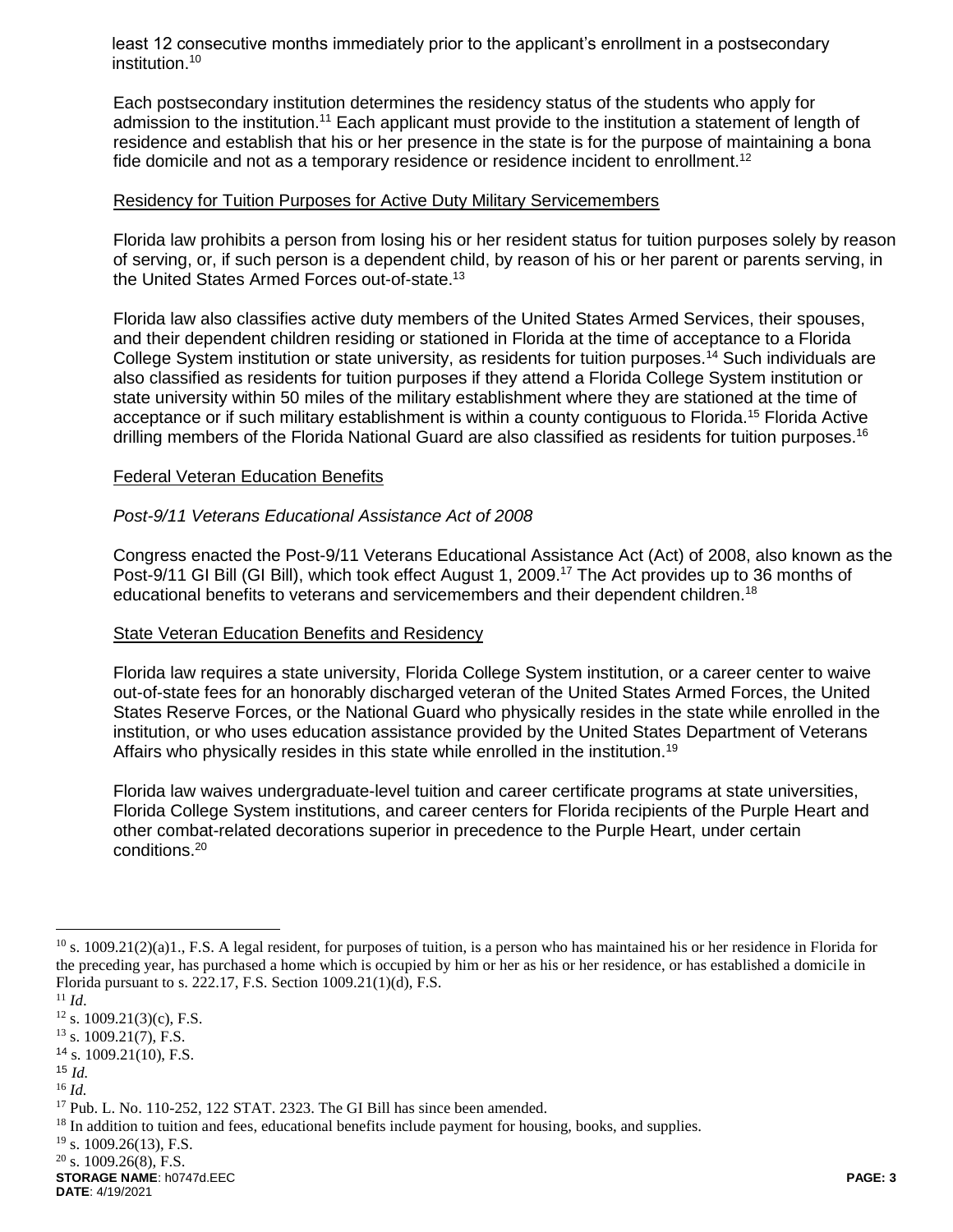least 12 consecutive months immediately prior to the applicant's enrollment in a postsecondary institution.[10]

Each postsecondary institution determines the residency status of the students who apply for admission to the institution.[11] Each applicant must provide to the institution a statement of length of residence and establish that his or her presence in the state is for the purpose of maintaining a bona fide domicile and not as a temporary residence or residence incident to enrollment.[12]

Residency for Tuition Purposes for Active Duty Military Servicemembers

Florida law prohibits a person from losing his or her resident status for tuition purposes solely by reason of serving, or, if such person is a dependent child, by reason of his or her parent or parents serving, in the United States Armed Forces out-of-state.[13]

Florida law also classifies active duty members of the United States Armed Services, their spouses, and their dependent children residing or stationed in Florida at the time of acceptance to a Florida College System institution or state university, as residents for tuition purposes.[14] Such individuals are also classified as residents for tuition purposes if they attend a Florida College System institution or state university within 50 miles of the military establishment where they are stationed at the time of acceptance or if such military establishment is within a county contiguous to Florida.[15] Florida Active drilling members of the Florida National Guard are also classified as residents for tuition purposes.[16]

Federal Veteran Education Benefits

*Post-9/11 Veterans Educational Assistance Act of 2008*

Congress enacted the Post-9/11 Veterans Educational Assistance Act (Act) of 2008, also known as the Post-9/11 GI Bill (GI Bill), which took effect August 1, 2009.[17] The Act provides up to 36 months of educational benefits to veterans and servicemembers and their dependent children.[18]

State Veteran Education Benefits and Residency

Florida law requires a state university, Florida College System institution, or a career center to waive out-of-state fees for an honorably discharged veteran of the United States Armed Forces, the United States Reserve Forces, or the National Guard who physically resides in the state while enrolled in the institution, or who uses education assistance provided by the United States Department of Veterans Affairs who physically resides in this state while enrolled in the institution.[19]

Florida law waives undergraduate-level tuition and career certificate programs at state universities, Florida College System institutions, and career centers for Florida recipients of the Purple Heart and other combat-related decorations superior in precedence to the Purple Heart, under certain conditions.[20]

---

[10] s. 1009.21(2)(a)1., F.S. A legal resident, for purposes of tuition, is a person who has maintained his or her residence in Florida for the preceding year, has purchased a home which is occupied by him or her as his or her residence, or has established a domicile in Florida pursuant to s. 222.17, F.S. Section 1009.21(1)(d), F.S.

[11] *Id*.

[12] s. 1009.21(3)(c), F.S.

[13] s. 1009.21(7), F.S.

[14] s. 1009.21(10), F.S.

[15] *Id.*

[16] *Id.*

[17] Pub. L. No. 110-252, 122 STAT. 2323. The GI Bill has since been amended.

[18] In addition to tuition and fees, educational benefits include payment for housing, books, and supplies.

[19] s. 1009.26(13), F.S.

[20] s. 1009.26(8), F.S.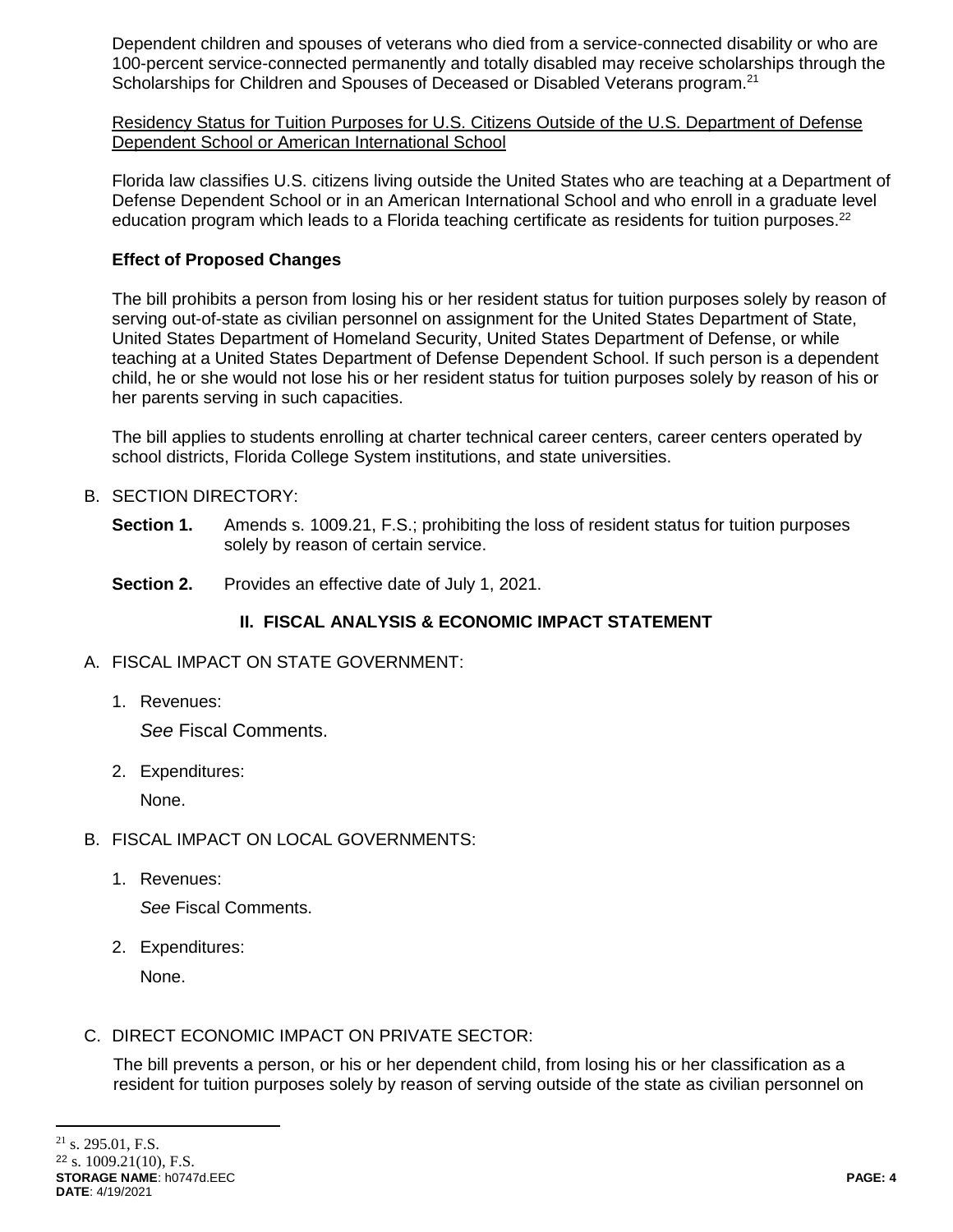Dependent children and spouses of veterans who died from a service-connected disability or who are 100-percent service-connected permanently and totally disabled may receive scholarships through the Scholarships for Children and Spouses of Deceased or Disabled Veterans program.[21]

Residency Status for Tuition Purposes for U.S. Citizens Outside of the U.S. Department of Defense Dependent School or American International School

Florida law classifies U.S. citizens living outside the United States who are teaching at a Department of Defense Dependent School or in an American International School and who enroll in a graduate level education program which leads to a Florida teaching certificate as residents for tuition purposes.[22]

**Effect of Proposed Changes**

The bill prohibits a person from losing his or her resident status for tuition purposes solely by reason of serving out-of-state as civilian personnel on assignment for the United States Department of State, United States Department of Homeland Security, United States Department of Defense, or while teaching at a United States Department of Defense Dependent School. If such person is a dependent child, he or she would not lose his or her resident status for tuition purposes solely by reason of his or her parents serving in such capacities.

The bill applies to students enrolling at charter technical career centers, career centers operated by school districts, Florida College System institutions, and state universities.

B. SECTION DIRECTORY:

**Section 1.** Amends s. 1009.21, F.S.; prohibiting the loss of resident status for tuition purposes solely by reason of certain service.

**Section 2.** Provides an effective date of July 1, 2021.

## II. FISCAL ANALYSIS & ECONOMIC IMPACT STATEMENT

A. FISCAL IMPACT ON STATE GOVERNMENT:

1. Revenues:

   *See* Fiscal Comments.

2. Expenditures:

   None.

B. FISCAL IMPACT ON LOCAL GOVERNMENTS:

1. Revenues:

   *See* Fiscal Comments.

2. Expenditures:

   None.

C. DIRECT ECONOMIC IMPACT ON PRIVATE SECTOR:

The bill prevents a person, or his or her dependent child, from losing his or her classification as a resident for tuition purposes solely by reason of serving outside of the state as civilian personnel on

[21] s. 295.01, F.S.

[22] s. 1009.21(10), F.S.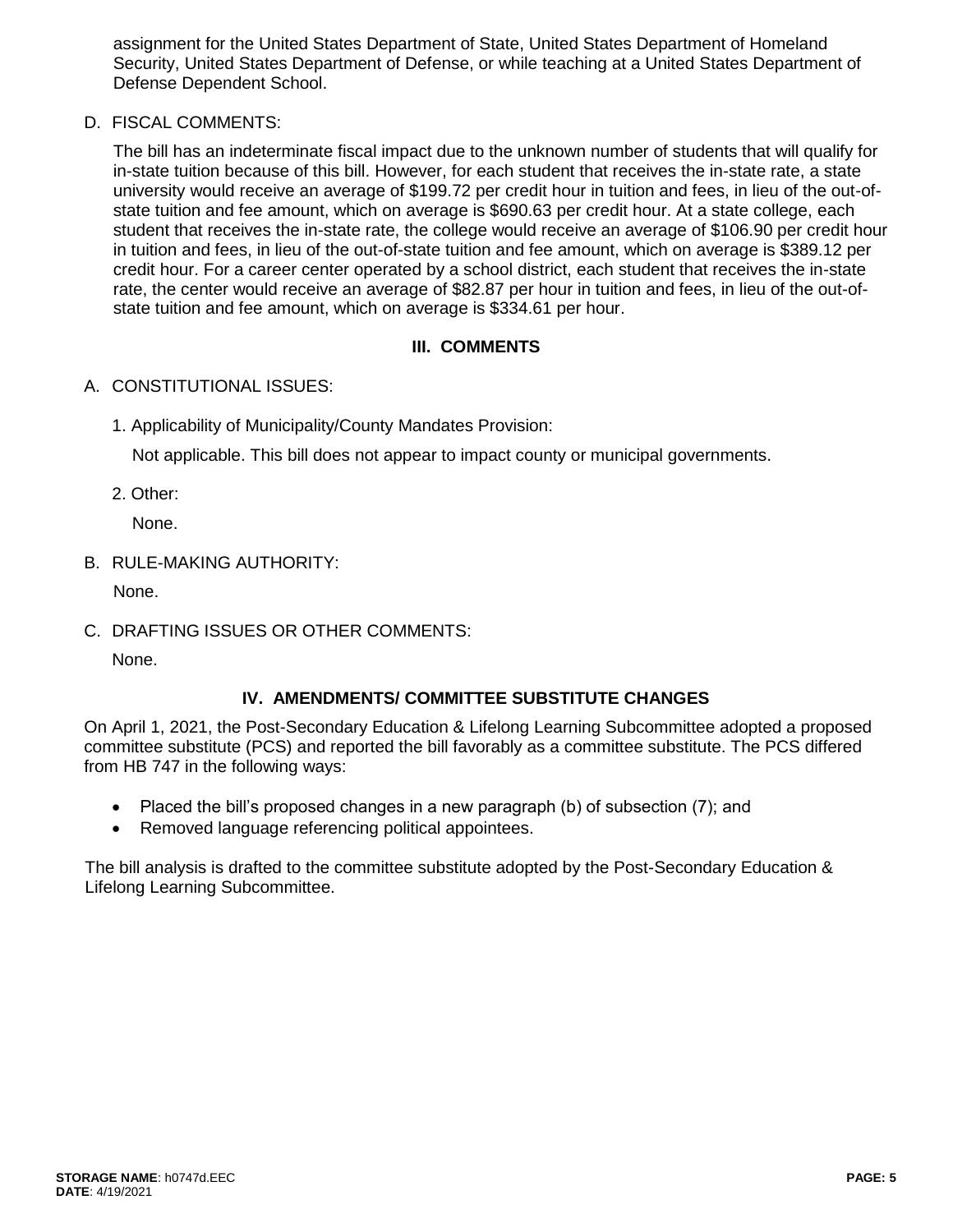assignment for the United States Department of State, United States Department of Homeland Security, United States Department of Defense, or while teaching at a United States Department of Defense Dependent School.

D. FISCAL COMMENTS:

The bill has an indeterminate fiscal impact due to the unknown number of students that will qualify for in-state tuition because of this bill. However, for each student that receives the in-state rate, a state university would receive an average of $199.72 per credit hour in tuition and fees, in lieu of the out-of-state tuition and fee amount, which on average is $690.63 per credit hour. At a state college, each student that receives the in-state rate, the college would receive an average of $106.90 per credit hour in tuition and fees, in lieu of the out-of-state tuition and fee amount, which on average is $389.12 per credit hour. For a career center operated by a school district, each student that receives the in-state rate, the center would receive an average of $82.87 per hour in tuition and fees, in lieu of the out-of-state tuition and fee amount, which on average is $334.61 per hour.

## III. COMMENTS

A. CONSTITUTIONAL ISSUES:

1. Applicability of Municipality/County Mandates Provision:

   Not applicable. This bill does not appear to impact county or municipal governments.

2. Other:

   None.

B. RULE-MAKING AUTHORITY:

None.

C. DRAFTING ISSUES OR OTHER COMMENTS:

None.

## IV. AMENDMENTS/ COMMITTEE SUBSTITUTE CHANGES

On April 1, 2021, the Post-Secondary Education & Lifelong Learning Subcommittee adopted a proposed committee substitute (PCS) and reported the bill favorably as a committee substitute. The PCS differed from HB 747 in the following ways:

- Placed the bill's proposed changes in a new paragraph (b) of subsection (7); and
- Removed language referencing political appointees.

The bill analysis is drafted to the committee substitute adopted by the Post-Secondary Education & Lifelong Learning Subcommittee.